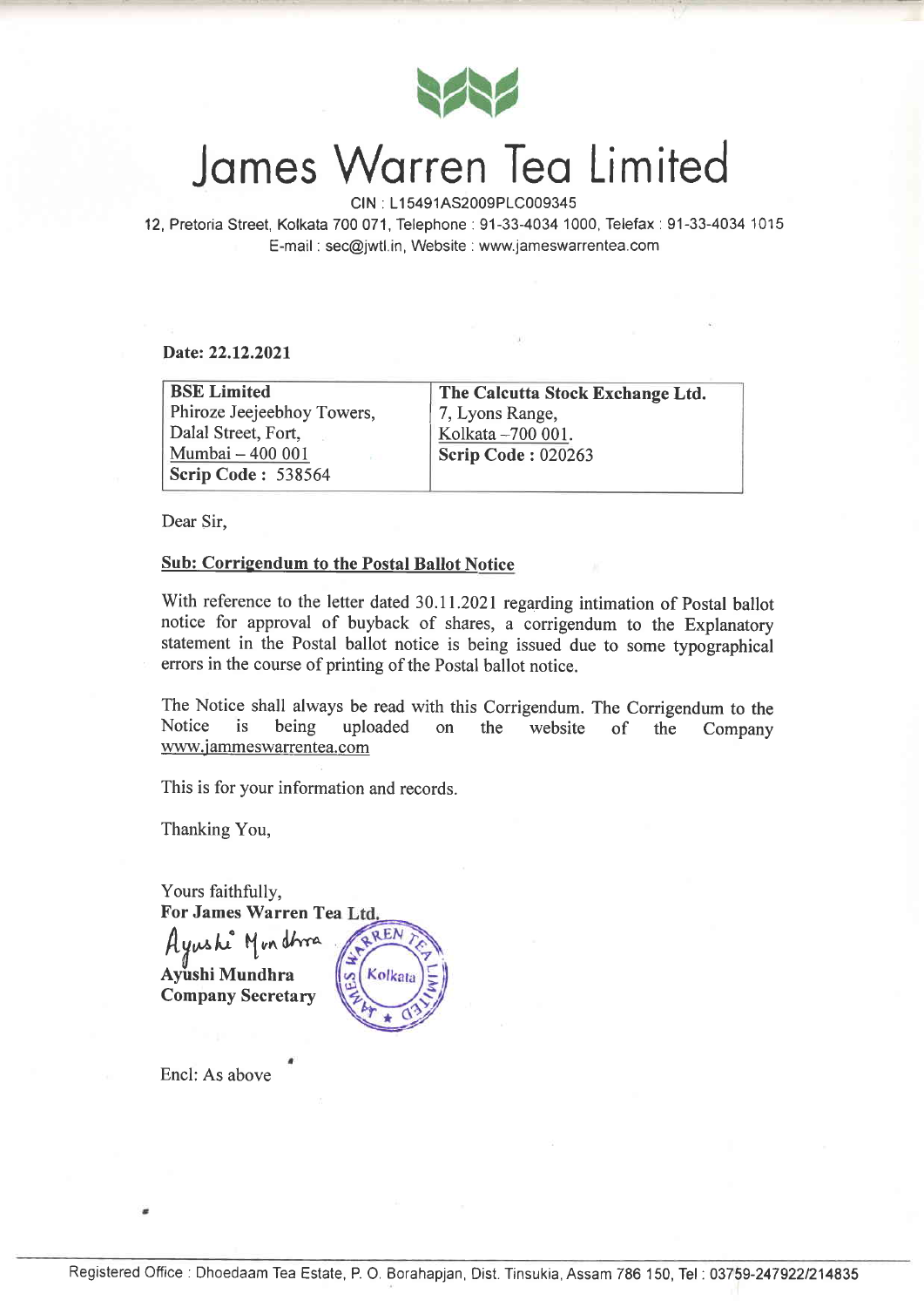# James Warren Tea Limited

CIN : L15491AS2009PLC009345

12, Pretoria Street, Kolkata 700 071, Telephone : 91-33-4034 1000, Telefax : 91-33-4034 1015

E-mail : sec@jwtl.in, Website : www.jameswarrentea.com

**Date: 22.12.2021**

| **BSE Limited**<br>Phiroze Jeejeebhoy Towers,<br>Dalal Street, Fort,<br>Mumbai – 400 001<br>**Scrip Code :** 538564 | **The Calcutta Stock Exchange Ltd.**<br>7, Lyons Range,<br>Kolkata –700 001.<br>**Scrip Code :** 020263 |
|---|---|

Dear Sir,

**Sub: Corrigendum to the Postal Ballot Notice**

With reference to the letter dated 30.11.2021 regarding intimation of Postal ballot notice for approval of buyback of shares, a corrigendum to the Explanatory statement in the Postal ballot notice is being issued due to some typographical errors in the course of printing of the Postal ballot notice.

The Notice shall always be read with this Corrigendum. The Corrigendum to the Notice is being uploaded on the website of the Company www.jammeswarrentea.com

This is for your information and records.

Thanking You,

Yours faithfully,
**For James Warren Tea Ltd.**

Ayushi Mundhra

**Ayushi Mundhra**
**Company Secretary**

Encl: As above

Registered Office : Dhoedaam Tea Estate, P. O. Borahapjan, Dist. Tinsukia, Assam 786 150, Tel : 03759-247922/214835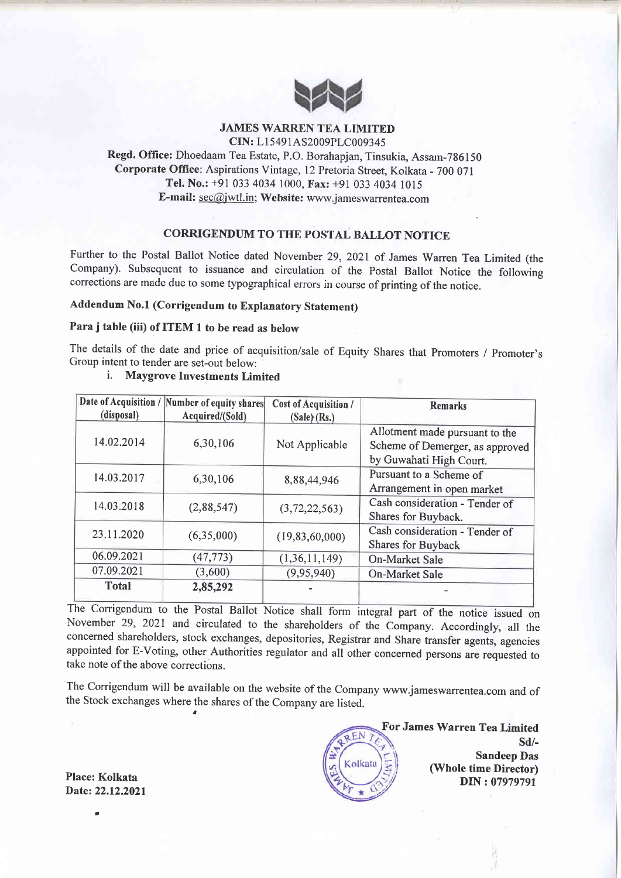**JAMES WARREN TEA LIMITED**

**CIN:** L15491AS2009PLC009345

**Regd. Office:** Dhoedaam Tea Estate, P.O. Borahapjan, Tinsukia, Assam-786150

**Corporate Office**: Aspirations Vintage, 12 Pretoria Street, Kolkata - 700 071

**Tel. No.:** +91 033 4034 1000, **Fax:** +91 033 4034 1015

**E-mail:** sec@jwtl.in; **Website:** www.jameswarrentea.com

## CORRIGENDUM TO THE POSTAL BALLOT NOTICE

Further to the Postal Ballot Notice dated November 29, 2021 of James Warren Tea Limited (the Company). Subsequent to issuance and circulation of the Postal Ballot Notice the following corrections are made due to some typographical errors in course of printing of the notice.

### Addendum No.1 (Corrigendum to Explanatory Statement)

### Para j table (iii) of ITEM 1 to be read as below

The details of the date and price of acquisition/sale of Equity Shares that Promoters / Promoter's Group intent to tender are set-out below:

i. **Maygrove Investments Limited**

| Date of Acquisition / (disposal) | Number of equity shares Acquired/(Sold) | Cost of Acquisition / (Sale) (Rs.) | Remarks |
|---|---|---|---|
| 14.02.2014 | 6,30,106 | Not Applicable | Allotment made pursuant to the Scheme of Demerger, as approved by Guwahati High Court. |
| 14.03.2017 | 6,30,106 | 8,88,44,946 | Pursuant to a Scheme of Arrangement in open market |
| 14.03.2018 | (2,88,547) | (3,72,22,563) | Cash consideration - Tender of Shares for Buyback. |
| 23.11.2020 | (6,35,000) | (19,83,60,000) | Cash consideration - Tender of Shares for Buyback |
| 06.09.2021 | (47,773) | (1,36,11,149) | On-Market Sale |
| 07.09.2021 | (3,600) | (9,95,940) | On-Market Sale |
| **Total** | **2,85,292** | - | - |

The Corrigendum to the Postal Ballot Notice shall form integral part of the notice issued on November 29, 2021 and circulated to the shareholders of the Company. Accordingly, all the concerned shareholders, stock exchanges, depositories, Registrar and Share transfer agents, agencies appointed for E-Voting, other Authorities regulator and all other concerned persons are requested to take note of the above corrections.

The Corrigendum will be available on the website of the Company www.jameswarrentea.com and of the Stock exchanges where the shares of the Company are listed.

**For James Warren Tea Limited**

**Sd/-**

**Sandeep Das**

**(Whole time Director)**

**DIN : 07979791**

**Place: Kolkata**

**Date: 22.12.2021**